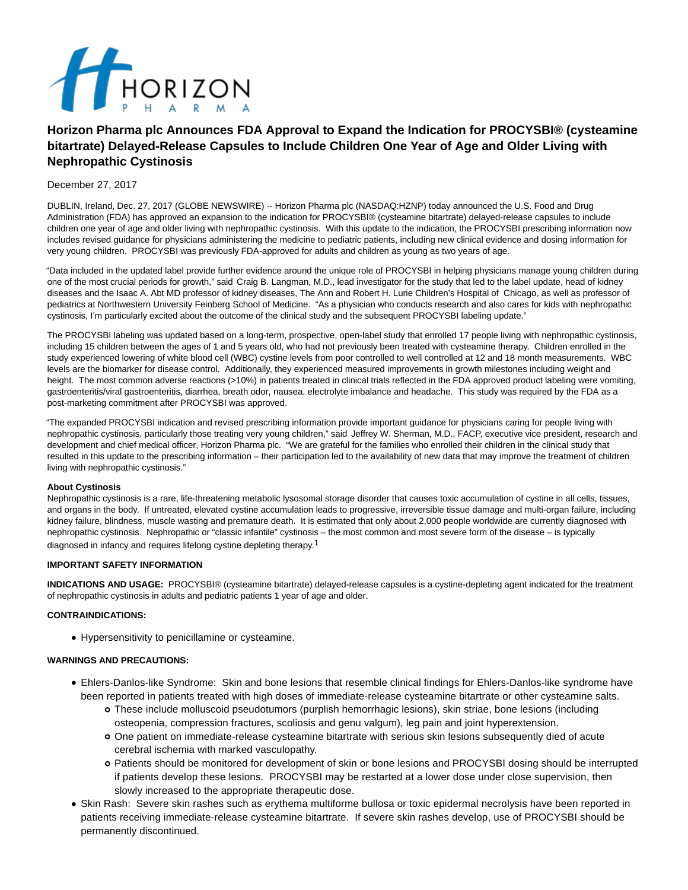# Horizon Pharma plc Announces FDA Approval to Expand the Indication for PROCYSBI® (cysteamine bitartrate) Delayed-Release Capsules to Include Children One Year of Age and Older Living with Nephropathic Cystinosis

December 27, 2017

DUBLIN, Ireland, Dec. 27, 2017 (GLOBE NEWSWIRE) -- Horizon Pharma plc (NASDAQ:HZNP) today announced the U.S. Food and Drug Administration (FDA) has approved an expansion to the indication for PROCYSBI® (cysteamine bitartrate) delayed-release capsules to include children one year of age and older living with nephropathic cystinosis. With this update to the indication, the PROCYSBI prescribing information now includes revised guidance for physicians administering the medicine to pediatric patients, including new clinical evidence and dosing information for very young children. PROCYSBI was previously FDA-approved for adults and children as young as two years of age.

"Data included in the updated label provide further evidence around the unique role of PROCYSBI in helping physicians manage young children during one of the most crucial periods for growth," said Craig B. Langman, M.D., lead investigator for the study that led to the label update, head of kidney diseases and the Isaac A. Abt MD professor of kidney diseases, The Ann and Robert H. Lurie Children's Hospital of Chicago, as well as professor of pediatrics at Northwestern University Feinberg School of Medicine. "As a physician who conducts research and also cares for kids with nephropathic cystinosis, I'm particularly excited about the outcome of the clinical study and the subsequent PROCYSBI labeling update."

The PROCYSBI labeling was updated based on a long-term, prospective, open-label study that enrolled 17 people living with nephropathic cystinosis, including 15 children between the ages of 1 and 5 years old, who had not previously been treated with cysteamine therapy. Children enrolled in the study experienced lowering of white blood cell (WBC) cystine levels from poor controlled to well controlled at 12 and 18 month measurements. WBC levels are the biomarker for disease control. Additionally, they experienced measured improvements in growth milestones including weight and height. The most common adverse reactions (>10%) in patients treated in clinical trials reflected in the FDA approved product labeling were vomiting, gastroenteritis/viral gastroenteritis, diarrhea, breath odor, nausea, electrolyte imbalance and headache. This study was required by the FDA as a post-marketing commitment after PROCYSBI was approved.

"The expanded PROCYSBI indication and revised prescribing information provide important guidance for physicians caring for people living with nephropathic cystinosis, particularly those treating very young children," said Jeffrey W. Sherman, M.D., FACP, executive vice president, research and development and chief medical officer, Horizon Pharma plc. "We are grateful for the families who enrolled their children in the clinical study that resulted in this update to the prescribing information – their participation led to the availability of new data that may improve the treatment of children living with nephropathic cystinosis."

**About Cystinosis**
Nephropathic cystinosis is a rare, life-threatening metabolic lysosomal storage disorder that causes toxic accumulation of cystine in all cells, tissues, and organs in the body. If untreated, elevated cystine accumulation leads to progressive, irreversible tissue damage and multi-organ failure, including kidney failure, blindness, muscle wasting and premature death. It is estimated that only about 2,000 people worldwide are currently diagnosed with nephropathic cystinosis. Nephropathic or "classic infantile" cystinosis – the most common and most severe form of the disease – is typically diagnosed in infancy and requires lifelong cystine depleting therapy.[1]

**IMPORTANT SAFETY INFORMATION**

**INDICATIONS AND USAGE:** PROCYSBI® (cysteamine bitartrate) delayed-release capsules is a cystine-depleting agent indicated for the treatment of nephropathic cystinosis in adults and pediatric patients 1 year of age and older.

**CONTRAINDICATIONS:**

- Hypersensitivity to penicillamine or cysteamine.

**WARNINGS AND PRECAUTIONS:**

- Ehlers-Danlos-like Syndrome: Skin and bone lesions that resemble clinical findings for Ehlers-Danlos-like syndrome have been reported in patients treated with high doses of immediate-release cysteamine bitartrate or other cysteamine salts.
  - These include molluscoid pseudotumors (purplish hemorrhagic lesions), skin striae, bone lesions (including osteopenia, compression fractures, scoliosis and genu valgum), leg pain and joint hyperextension.
  - One patient on immediate-release cysteamine bitartrate with serious skin lesions subsequently died of acute cerebral ischemia with marked vasculopathy.
  - Patients should be monitored for development of skin or bone lesions and PROCYSBI dosing should be interrupted if patients develop these lesions. PROCYSBI may be restarted at a lower dose under close supervision, then slowly increased to the appropriate therapeutic dose.
- Skin Rash: Severe skin rashes such as erythema multiforme bullosa or toxic epidermal necrolysis have been reported in patients receiving immediate-release cysteamine bitartrate. If severe skin rashes develop, use of PROCYSBI should be permanently discontinued.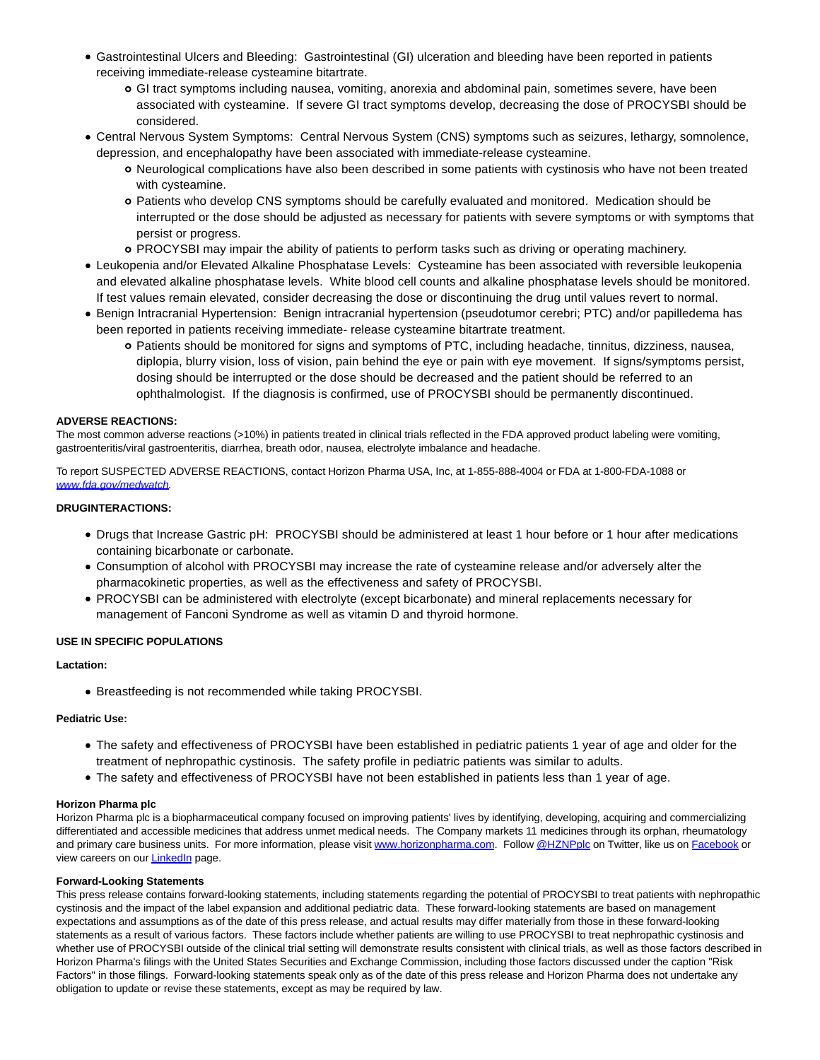- Gastrointestinal Ulcers and Bleeding: Gastrointestinal (GI) ulceration and bleeding have been reported in patients receiving immediate-release cysteamine bitartrate.
  - GI tract symptoms including nausea, vomiting, anorexia and abdominal pain, sometimes severe, have been associated with cysteamine. If severe GI tract symptoms develop, decreasing the dose of PROCYSBI should be considered.
- Central Nervous System Symptoms: Central Nervous System (CNS) symptoms such as seizures, lethargy, somnolence, depression, and encephalopathy have been associated with immediate-release cysteamine.
  - Neurological complications have also been described in some patients with cystinosis who have not been treated with cysteamine.
  - Patients who develop CNS symptoms should be carefully evaluated and monitored. Medication should be interrupted or the dose should be adjusted as necessary for patients with severe symptoms or with symptoms that persist or progress.
  - PROCYSBI may impair the ability of patients to perform tasks such as driving or operating machinery.
- Leukopenia and/or Elevated Alkaline Phosphatase Levels: Cysteamine has been associated with reversible leukopenia and elevated alkaline phosphatase levels. White blood cell counts and alkaline phosphatase levels should be monitored. If test values remain elevated, consider decreasing the dose or discontinuing the drug until values revert to normal.
- Benign Intracranial Hypertension: Benign intracranial hypertension (pseudotumor cerebri; PTC) and/or papilledema has been reported in patients receiving immediate- release cysteamine bitartrate treatment.
  - Patients should be monitored for signs and symptoms of PTC, including headache, tinnitus, dizziness, nausea, diplopia, blurry vision, loss of vision, pain behind the eye or pain with eye movement. If signs/symptoms persist, dosing should be interrupted or the dose should be decreased and the patient should be referred to an ophthalmologist. If the diagnosis is confirmed, use of PROCYSBI should be permanently discontinued.

**ADVERSE REACTIONS:**

The most common adverse reactions (>10%) in patients treated in clinical trials reflected in the FDA approved product labeling were vomiting, gastroenteritis/viral gastroenteritis, diarrhea, breath odor, nausea, electrolyte imbalance and headache.

To report SUSPECTED ADVERSE REACTIONS, contact Horizon Pharma USA, Inc, at 1-855-888-4004 or FDA at 1-800-FDA-1088 or *www.fda.gov/medwatch*.

**DRUGINTERACTIONS:**

- Drugs that Increase Gastric pH: PROCYSBI should be administered at least 1 hour before or 1 hour after medications containing bicarbonate or carbonate.
- Consumption of alcohol with PROCYSBI may increase the rate of cysteamine release and/or adversely alter the pharmacokinetic properties, as well as the effectiveness and safety of PROCYSBI.
- PROCYSBI can be administered with electrolyte (except bicarbonate) and mineral replacements necessary for management of Fanconi Syndrome as well as vitamin D and thyroid hormone.

**USE IN SPECIFIC POPULATIONS**

**Lactation:**

- Breastfeeding is not recommended while taking PROCYSBI.

**Pediatric Use:**

- The safety and effectiveness of PROCYSBI have been established in pediatric patients 1 year of age and older for the treatment of nephropathic cystinosis. The safety profile in pediatric patients was similar to adults.
- The safety and effectiveness of PROCYSBI have not been established in patients less than 1 year of age.

**Horizon Pharma plc**

Horizon Pharma plc is a biopharmaceutical company focused on improving patients' lives by identifying, developing, acquiring and commercializing differentiated and accessible medicines that address unmet medical needs. The Company markets 11 medicines through its orphan, rheumatology and primary care business units. For more information, please visit www.horizonpharma.com. Follow @HZNPplc on Twitter, like us on Facebook or view careers on our LinkedIn page.

**Forward-Looking Statements**

This press release contains forward-looking statements, including statements regarding the potential of PROCYSBI to treat patients with nephropathic cystinosis and the impact of the label expansion and additional pediatric data. These forward-looking statements are based on management expectations and assumptions as of the date of this press release, and actual results may differ materially from those in these forward-looking statements as a result of various factors. These factors include whether patients are willing to use PROCYSBI to treat nephropathic cystinosis and whether use of PROCYSBI outside of the clinical trial setting will demonstrate results consistent with clinical trials, as well as those factors described in Horizon Pharma's filings with the United States Securities and Exchange Commission, including those factors discussed under the caption "Risk Factors" in those filings. Forward-looking statements speak only as of the date of this press release and Horizon Pharma does not undertake any obligation to update or revise these statements, except as may be required by law.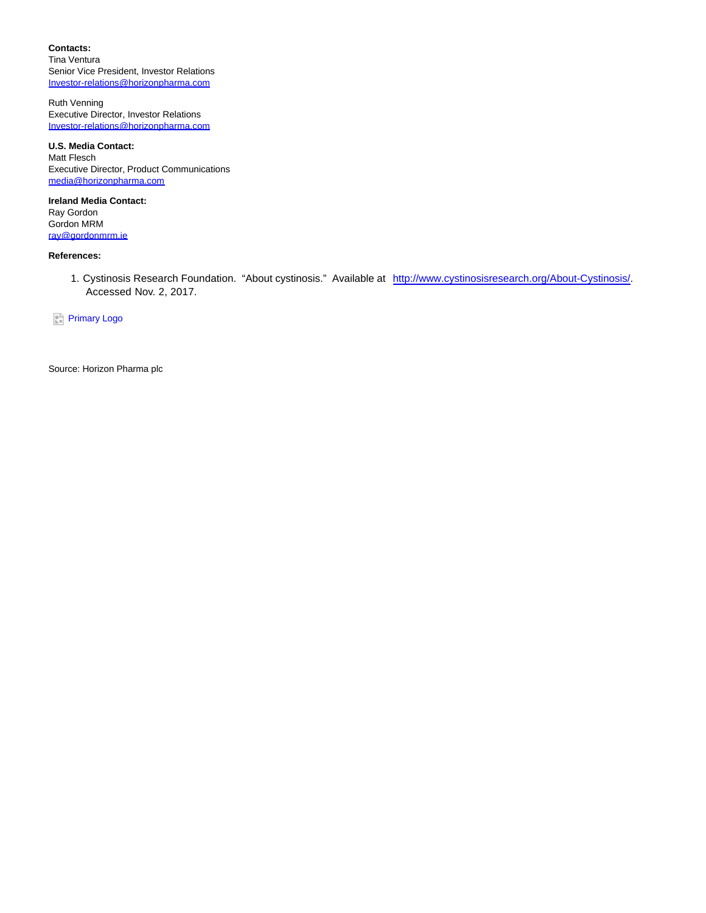**Contacts:**
Tina Ventura
Senior Vice President, Investor Relations
Investor-relations@horizonpharma.com

Ruth Venning
Executive Director, Investor Relations
Investor-relations@horizonpharma.com

**U.S. Media Contact:**
Matt Flesch
Executive Director, Product Communications
media@horizonpharma.com

**Ireland Media Contact:**
Ray Gordon
Gordon MRM
ray@gordonmrm.ie

**References:**

1. Cystinosis Research Foundation. "About cystinosis." Available at http://www.cystinosisresearch.org/About-Cystinosis/. Accessed Nov. 2, 2017.

Primary Logo

Source: Horizon Pharma plc